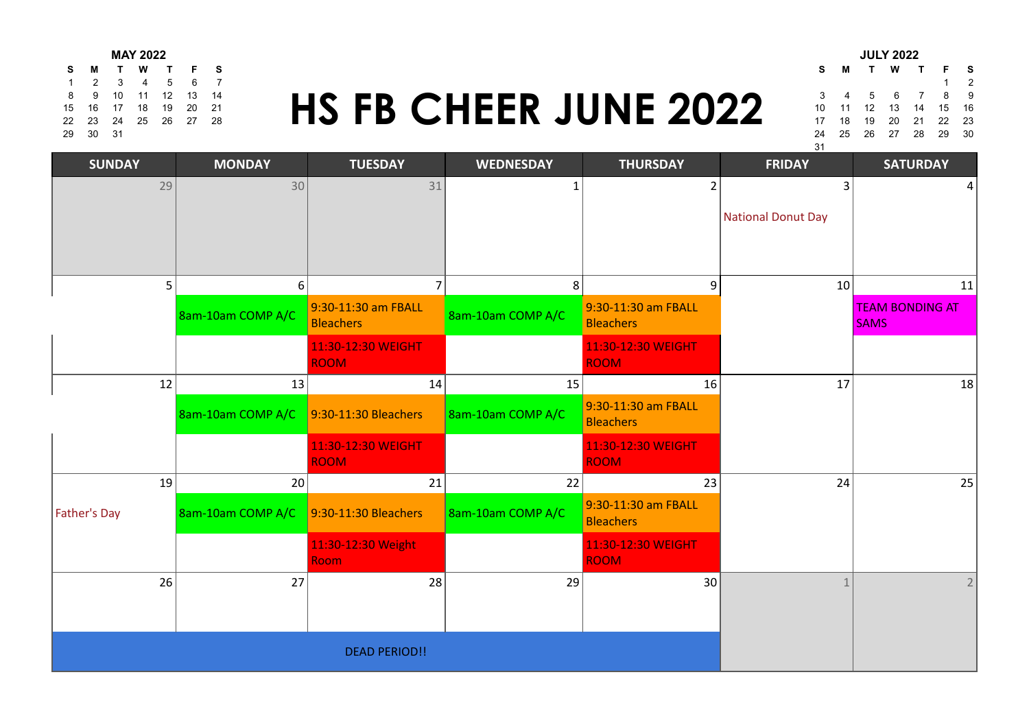# HS FB CHEER JUNE 2022

**MAY 2022**

| S | M | T | W | T | F | S |
|---|---|---|---|---|---|---|
| 1 | 2 | 3 | 4 | 5 | 6 | 7 |
| 8 | 9 | 10 | 11 | 12 | 13 | 14 |
| 15 | 16 | 17 | 18 | 19 | 20 | 21 |
| 22 | 23 | 24 | 25 | 26 | 27 | 28 |
| 29 | 30 | 31 | | | | |

**JULY 2022**

| S | M | T | W | T | F | S |
|---|---|---|---|---|---|---|
| | | | | | 1 | 2 |
| 3 | 4 | 5 | 6 | 7 | 8 | 9 |
| 10 | 11 | 12 | 13 | 14 | 15 | 16 |
| 17 | 18 | 19 | 20 | 21 | 22 | 23 |
| 24 | 25 | 26 | 27 | 28 | 29 | 30 |
| 31 | | | | | | |

| SUNDAY | MONDAY | TUESDAY | WEDNESDAY | THURSDAY | FRIDAY | SATURDAY |
|---|---|---|---|---|---|---|
| 29 | 30 | 31 | 1 | 2 | 3<br>National Donut Day | 4 |
| 5 | 6<br>8am-10am COMP A/C | 7<br>9:30-11:30 am FBALL Bleachers<br>11:30-12:30 WEIGHT ROOM | 8<br>8am-10am COMP A/C | 9<br>9:30-11:30 am FBALL Bleachers<br>11:30-12:30 WEIGHT ROOM | 10 | 11<br>TEAM BONDING AT SAMS |
| 12 | 13<br>8am-10am COMP A/C | 14<br>9:30-11:30 Bleachers<br>11:30-12:30 WEIGHT ROOM | 15<br>8am-10am COMP A/C | 16<br>9:30-11:30 am FBALL Bleachers<br>11:30-12:30 WEIGHT ROOM | 17 | 18 |
| 19<br>Father's Day | 20<br>8am-10am COMP A/C | 21<br>9:30-11:30 Bleachers<br>11:30-12:30 Weight Room | 22<br>8am-10am COMP A/C | 23<br>9:30-11:30 am FBALL Bleachers<br>11:30-12:30 WEIGHT ROOM | 24 | 25 |
| 26<br>DEAD PERIOD!! | 27<br>DEAD PERIOD!! | 28<br>DEAD PERIOD!! | 29<br>DEAD PERIOD!! | 30<br>DEAD PERIOD!! | 1 | 2 |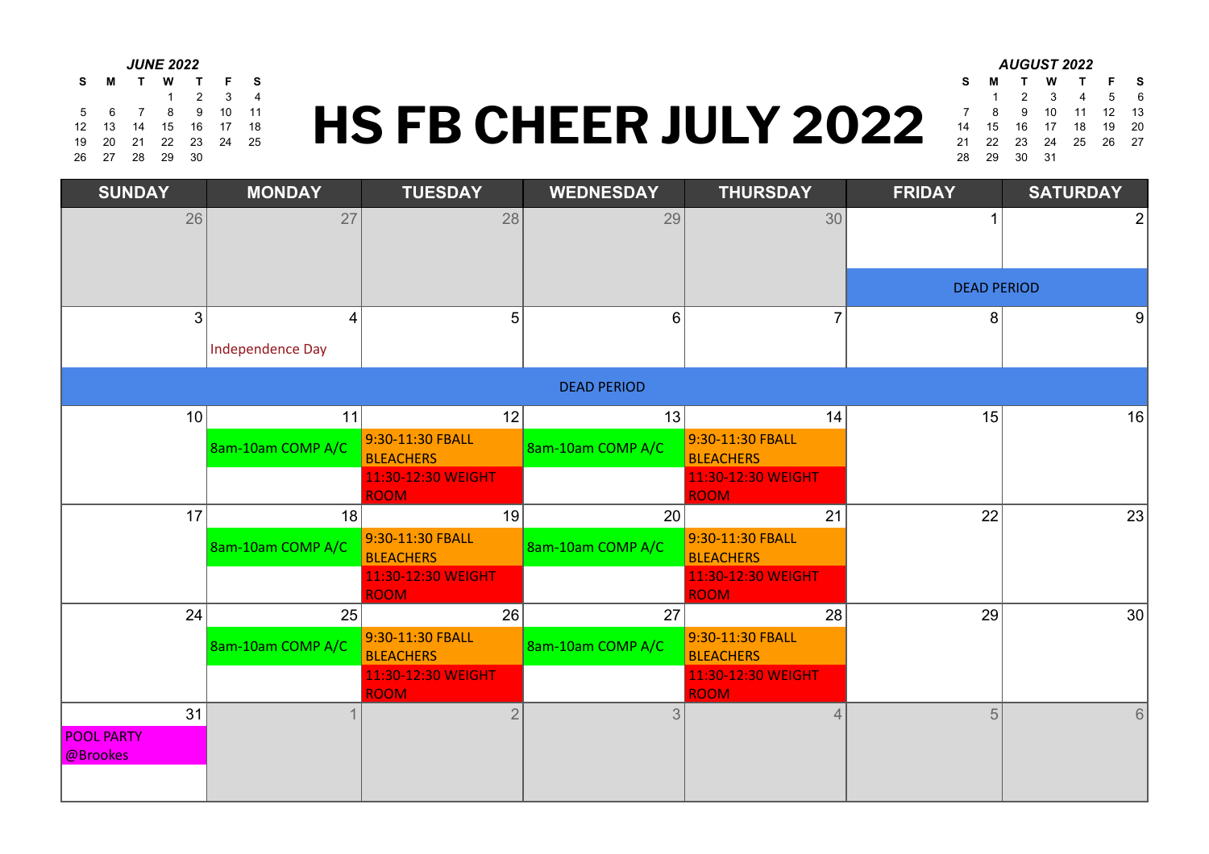# HS FB CHEER JULY 2022

**JUNE 2022**

| S | M | T | W | T | F | S |
|---|---|---|---|---|---|---|
| | | | 1 | 2 | 3 | 4 |
| 5 | 6 | 7 | 8 | 9 | 10 | 11 |
| 12 | 13 | 14 | 15 | 16 | 17 | 18 |
| 19 | 20 | 21 | 22 | 23 | 24 | 25 |
| 26 | 27 | 28 | 29 | 30 | | |

**AUGUST 2022**

| S | M | T | W | T | F | S |
|---|---|---|---|---|---|---|
| | 1 | 2 | 3 | 4 | 5 | 6 |
| 7 | 8 | 9 | 10 | 11 | 12 | 13 |
| 14 | 15 | 16 | 17 | 18 | 19 | 20 |
| 21 | 22 | 23 | 24 | 25 | 26 | 27 |
| 28 | 29 | 30 | 31 | | | |

| SUNDAY | MONDAY | TUESDAY | WEDNESDAY | THURSDAY | FRIDAY | SATURDAY |
|---|---|---|---|---|---|---|
| 26 | 27 | 28 | 29 | 30 | 1 DEAD PERIOD | 2 DEAD PERIOD |
| 3 DEAD PERIOD | 4 Independence Day DEAD PERIOD | 5 DEAD PERIOD | 6 DEAD PERIOD | 7 DEAD PERIOD | 8 DEAD PERIOD | 9 DEAD PERIOD |
| 10 | 11 8am-10am COMP A/C | 12 9:30-11:30 FBALL BLEACHERS 11:30-12:30 WEIGHT ROOM | 13 8am-10am COMP A/C | 14 9:30-11:30 FBALL BLEACHERS 11:30-12:30 WEIGHT ROOM | 15 | 16 |
| 17 | 18 8am-10am COMP A/C | 19 9:30-11:30 FBALL BLEACHERS 11:30-12:30 WEIGHT ROOM | 20 8am-10am COMP A/C | 21 9:30-11:30 FBALL BLEACHERS 11:30-12:30 WEIGHT ROOM | 22 | 23 |
| 24 | 25 8am-10am COMP A/C | 26 9:30-11:30 FBALL BLEACHERS 11:30-12:30 WEIGHT ROOM | 27 8am-10am COMP A/C | 28 9:30-11:30 FBALL BLEACHERS 11:30-12:30 WEIGHT ROOM | 29 | 30 |
| 31 POOL PARTY @Brookes | 1 | 2 | 3 | 4 | 5 | 6 |